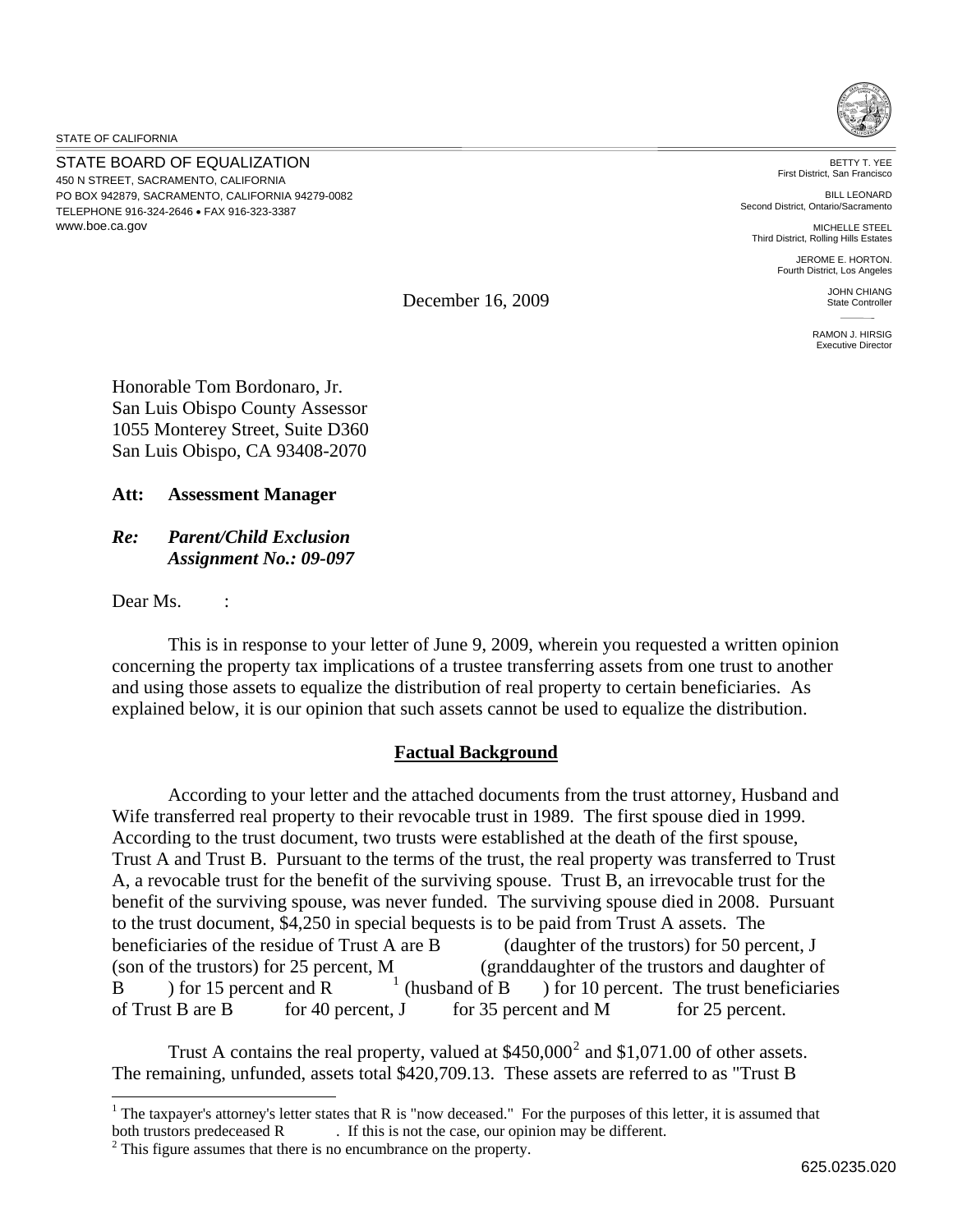STATE OF CALIFORNIA

STATE BOARD OF EQUALIZATION
450 N STREET, SACRAMENTO, CALIFORNIA
PO BOX 942879, SACRAMENTO, CALIFORNIA 94279-0082
TELEPHONE 916-324-2646 • FAX 916-323-3387
www.boe.ca.gov

BETTY T. YEE
First District, San Francisco

BILL LEONARD
Second District, Ontario/Sacramento

MICHELLE STEEL
Third District, Rolling Hills Estates

JEROME E. HORTON.
Fourth District, Los Angeles

JOHN CHIANG
State Controller

RAMON J. HIRSIG
Executive Director

December 16, 2009

Honorable Tom Bordonaro, Jr.
San Luis Obispo County Assessor
1055 Monterey Street, Suite D360
San Luis Obispo, CA 93408-2070

**Att: Assessment Manager**

***Re: Parent/Child Exclusion***
***Assignment No.: 09-097***

Dear Ms. :

This is in response to your letter of June 9, 2009, wherein you requested a written opinion concerning the property tax implications of a trustee transferring assets from one trust to another and using those assets to equalize the distribution of real property to certain beneficiaries. As explained below, it is our opinion that such assets cannot be used to equalize the distribution.

## Factual Background

According to your letter and the attached documents from the trust attorney, Husband and Wife transferred real property to their revocable trust in 1989. The first spouse died in 1999. According to the trust document, two trusts were established at the death of the first spouse, Trust A and Trust B. Pursuant to the terms of the trust, the real property was transferred to Trust A, a revocable trust for the benefit of the surviving spouse. Trust B, an irrevocable trust for the benefit of the surviving spouse, was never funded. The surviving spouse died in 2008. Pursuant to the trust document, \$4,250 in special bequests is to be paid from Trust A assets. The beneficiaries of the residue of Trust A are B (daughter of the trustors) for 50 percent, J (son of the trustors) for 25 percent, M (granddaughter of the trustors and daughter of B ) for 15 percent and R [1] (husband of B ) for 10 percent. The trust beneficiaries of Trust B are B for 40 percent, J for 35 percent and M for 25 percent.

Trust A contains the real property, valued at \$450,000[2] and \$1,071.00 of other assets. The remaining, unfunded, assets total \$420,709.13. These assets are referred to as "Trust B

---

[1] The taxpayer's attorney's letter states that R is "now deceased." For the purposes of this letter, it is assumed that both trustors predeceased R . If this is not the case, our opinion may be different.

[2] This figure assumes that there is no encumbrance on the property.

625.0235.020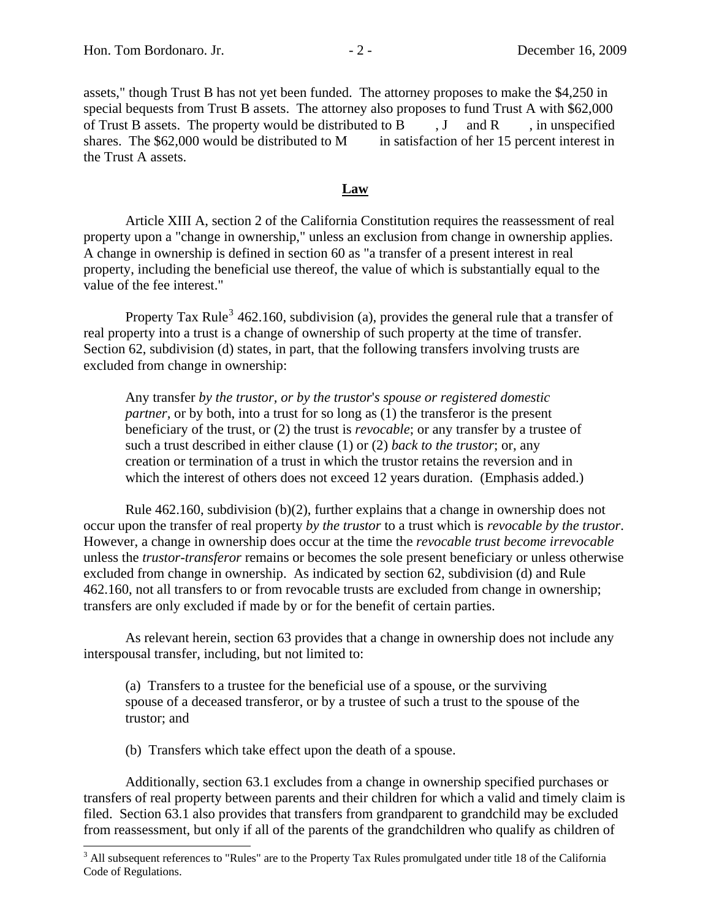assets," though Trust B has not yet been funded. The attorney proposes to make the $4,250 in special bequests from Trust B assets. The attorney also proposes to fund Trust A with $62,000 of Trust B assets. The property would be distributed to B , J and R , in unspecified shares. The $62,000 would be distributed to M in satisfaction of her 15 percent interest in the Trust A assets.

## **Law**

Article XIII A, section 2 of the California Constitution requires the reassessment of real property upon a "change in ownership," unless an exclusion from change in ownership applies. A change in ownership is defined in section 60 as "a transfer of a present interest in real property, including the beneficial use thereof, the value of which is substantially equal to the value of the fee interest."

Property Tax Rule[3] 462.160, subdivision (a), provides the general rule that a transfer of real property into a trust is a change of ownership of such property at the time of transfer. Section 62, subdivision (d) states, in part, that the following transfers involving trusts are excluded from change in ownership:

> Any transfer *by the trustor, or by the trustor's spouse or registered domestic partner*, or by both, into a trust for so long as (1) the transferor is the present beneficiary of the trust, or (2) the trust is *revocable*; or any transfer by a trustee of such a trust described in either clause (1) or (2) *back to the trustor*; or, any creation or termination of a trust in which the trustor retains the reversion and in which the interest of others does not exceed 12 years duration. (Emphasis added.)

Rule 462.160, subdivision (b)(2), further explains that a change in ownership does not occur upon the transfer of real property *by the trustor* to a trust which is *revocable by the trustor*. However, a change in ownership does occur at the time the *revocable trust become irrevocable* unless the *trustor-transferor* remains or becomes the sole present beneficiary or unless otherwise excluded from change in ownership. As indicated by section 62, subdivision (d) and Rule 462.160, not all transfers to or from revocable trusts are excluded from change in ownership; transfers are only excluded if made by or for the benefit of certain parties.

As relevant herein, section 63 provides that a change in ownership does not include any interspousal transfer, including, but not limited to:

> (a) Transfers to a trustee for the beneficial use of a spouse, or the surviving spouse of a deceased transferor, or by a trustee of such a trust to the spouse of the trustor; and
>
> (b) Transfers which take effect upon the death of a spouse.

Additionally, section 63.1 excludes from a change in ownership specified purchases or transfers of real property between parents and their children for which a valid and timely claim is filed. Section 63.1 also provides that transfers from grandparent to grandchild may be excluded from reassessment, but only if all of the parents of the grandchildren who qualify as children of

---

[3] All subsequent references to "Rules" are to the Property Tax Rules promulgated under title 18 of the California Code of Regulations.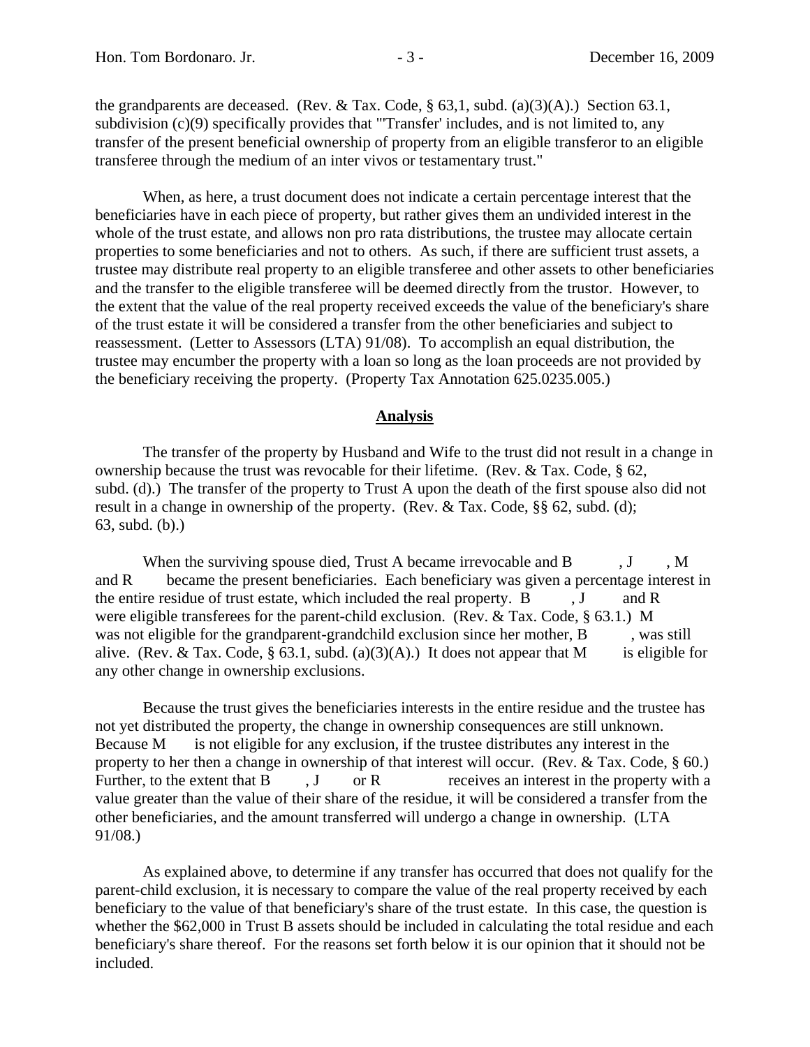the grandparents are deceased. (Rev. & Tax. Code, § 63,1, subd. (a)(3)(A).) Section 63.1, subdivision (c)(9) specifically provides that "'Transfer' includes, and is not limited to, any transfer of the present beneficial ownership of property from an eligible transferor to an eligible transferee through the medium of an inter vivos or testamentary trust."

When, as here, a trust document does not indicate a certain percentage interest that the beneficiaries have in each piece of property, but rather gives them an undivided interest in the whole of the trust estate, and allows non pro rata distributions, the trustee may allocate certain properties to some beneficiaries and not to others. As such, if there are sufficient trust assets, a trustee may distribute real property to an eligible transferee and other assets to other beneficiaries and the transfer to the eligible transferee will be deemed directly from the trustor. However, to the extent that the value of the real property received exceeds the value of the beneficiary's share of the trust estate it will be considered a transfer from the other beneficiaries and subject to reassessment. (Letter to Assessors (LTA) 91/08). To accomplish an equal distribution, the trustee may encumber the property with a loan so long as the loan proceeds are not provided by the beneficiary receiving the property. (Property Tax Annotation 625.0235.005.)

## Analysis

The transfer of the property by Husband and Wife to the trust did not result in a change in ownership because the trust was revocable for their lifetime. (Rev. & Tax. Code, § 62, subd. (d).) The transfer of the property to Trust A upon the death of the first spouse also did not result in a change in ownership of the property. (Rev. & Tax. Code, §§ 62, subd. (d); 63, subd. (b).)

When the surviving spouse died, Trust A became irrevocable and B , J , M and R became the present beneficiaries. Each beneficiary was given a percentage interest in the entire residue of trust estate, which included the real property. B , J and R were eligible transferees for the parent-child exclusion. (Rev. & Tax. Code, § 63.1.) M was not eligible for the grandparent-grandchild exclusion since her mother, B , was still alive. (Rev. & Tax. Code, § 63.1, subd. (a)(3)(A).) It does not appear that M is eligible for any other change in ownership exclusions.

Because the trust gives the beneficiaries interests in the entire residue and the trustee has not yet distributed the property, the change in ownership consequences are still unknown. Because M is not eligible for any exclusion, if the trustee distributes any interest in the property to her then a change in ownership of that interest will occur. (Rev. & Tax. Code, § 60.) Further, to the extent that B , J or R receives an interest in the property with a value greater than the value of their share of the residue, it will be considered a transfer from the other beneficiaries, and the amount transferred will undergo a change in ownership. (LTA 91/08.)

As explained above, to determine if any transfer has occurred that does not qualify for the parent-child exclusion, it is necessary to compare the value of the real property received by each beneficiary to the value of that beneficiary's share of the trust estate. In this case, the question is whether the $62,000 in Trust B assets should be included in calculating the total residue and each beneficiary's share thereof. For the reasons set forth below it is our opinion that it should not be included.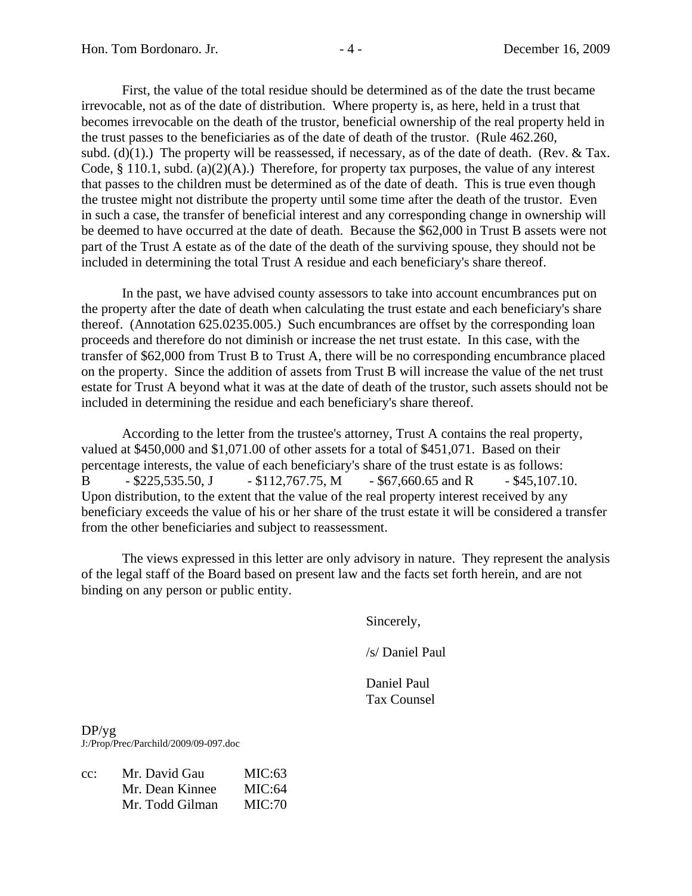First, the value of the total residue should be determined as of the date the trust became irrevocable, not as of the date of distribution. Where property is, as here, held in a trust that becomes irrevocable on the death of the trustor, beneficial ownership of the real property held in the trust passes to the beneficiaries as of the date of death of the trustor. (Rule 462.260, subd. (d)(1).) The property will be reassessed, if necessary, as of the date of death. (Rev. & Tax. Code, § 110.1, subd. (a)(2)(A).) Therefore, for property tax purposes, the value of any interest that passes to the children must be determined as of the date of death. This is true even though the trustee might not distribute the property until some time after the death of the trustor. Even in such a case, the transfer of beneficial interest and any corresponding change in ownership will be deemed to have occurred at the date of death. Because the $62,000 in Trust B assets were not part of the Trust A estate as of the date of the death of the surviving spouse, they should not be included in determining the total Trust A residue and each beneficiary's share thereof.

In the past, we have advised county assessors to take into account encumbrances put on the property after the date of death when calculating the trust estate and each beneficiary's share thereof. (Annotation 625.0235.005.) Such encumbrances are offset by the corresponding loan proceeds and therefore do not diminish or increase the net trust estate. In this case, with the transfer of $62,000 from Trust B to Trust A, there will be no corresponding encumbrance placed on the property. Since the addition of assets from Trust B will increase the value of the net trust estate for Trust A beyond what it was at the date of death of the trustor, such assets should not be included in determining the residue and each beneficiary's share thereof.

According to the letter from the trustee's attorney, Trust A contains the real property, valued at $450,000 and $1,071.00 of other assets for a total of $451,071. Based on their percentage interests, the value of each beneficiary's share of the trust estate is as follows: B - $225,535.50, J - $112,767.75, M - $67,660.65 and R - $45,107.10. Upon distribution, to the extent that the value of the real property interest received by any beneficiary exceeds the value of his or her share of the trust estate it will be considered a transfer from the other beneficiaries and subject to reassessment.

The views expressed in this letter are only advisory in nature. They represent the analysis of the legal staff of the Board based on present law and the facts set forth herein, and are not binding on any person or public entity.

Sincerely,

/s/ Daniel Paul

Daniel Paul
Tax Counsel

DP/yg
J:/Prop/Prec/Parchild/2009/09-097.doc

cc: Mr. David Gau MIC:63
Mr. Dean Kinnee MIC:64
Mr. Todd Gilman MIC:70